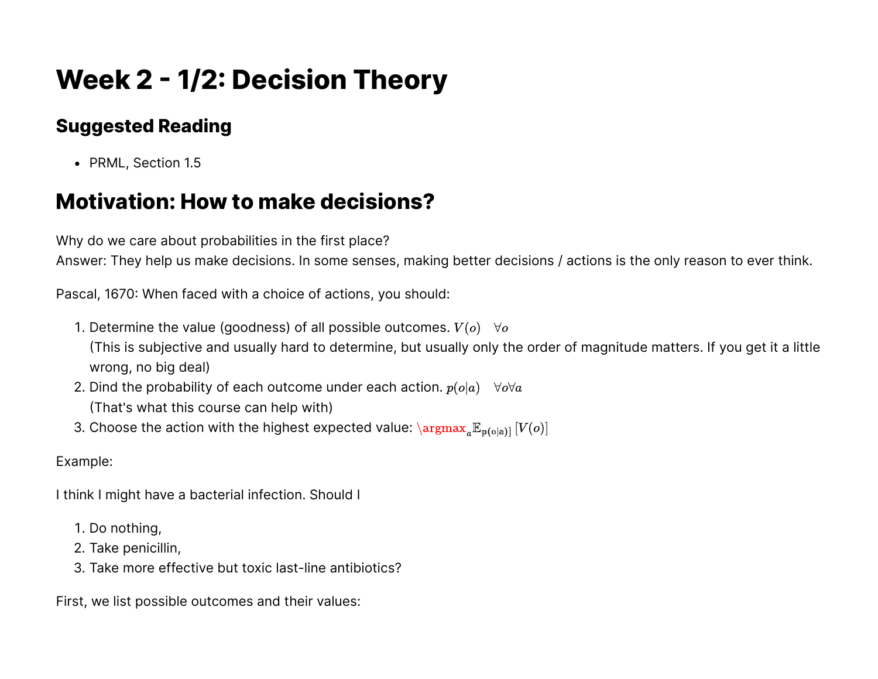# Week 2 - 1/2: Decision Theory

## Suggested Reading

- PRML, Section 1.5

## Motivation: How to make decisions?

Why do we care about probabilities in the first place?
Answer: They help us make decisions. In some senses, making better decisions / actions is the only reason to ever think.

Pascal, 1670: When faced with a choice of actions, you should:

1. Determine the value (goodness) of all possible outcomes. $V(o) \quad \forall o$
   (This is subjective and usually hard to determine, but usually only the order of magnitude matters. If you get it a little wrong, no big deal)
2. Dind the probability of each outcome under each action. $p(o|a) \quad \forall o \forall a$
   (That's what this course can help with)
3. Choose the action with the highest expected value: $\argmax_a \mathbb{E}_{p(o|a))} [V(o)]$

Example:

I think I might have a bacterial infection. Should I

1. Do nothing,
2. Take penicillin,
3. Take more effective but toxic last-line antibiotics?

First, we list possible outcomes and their values: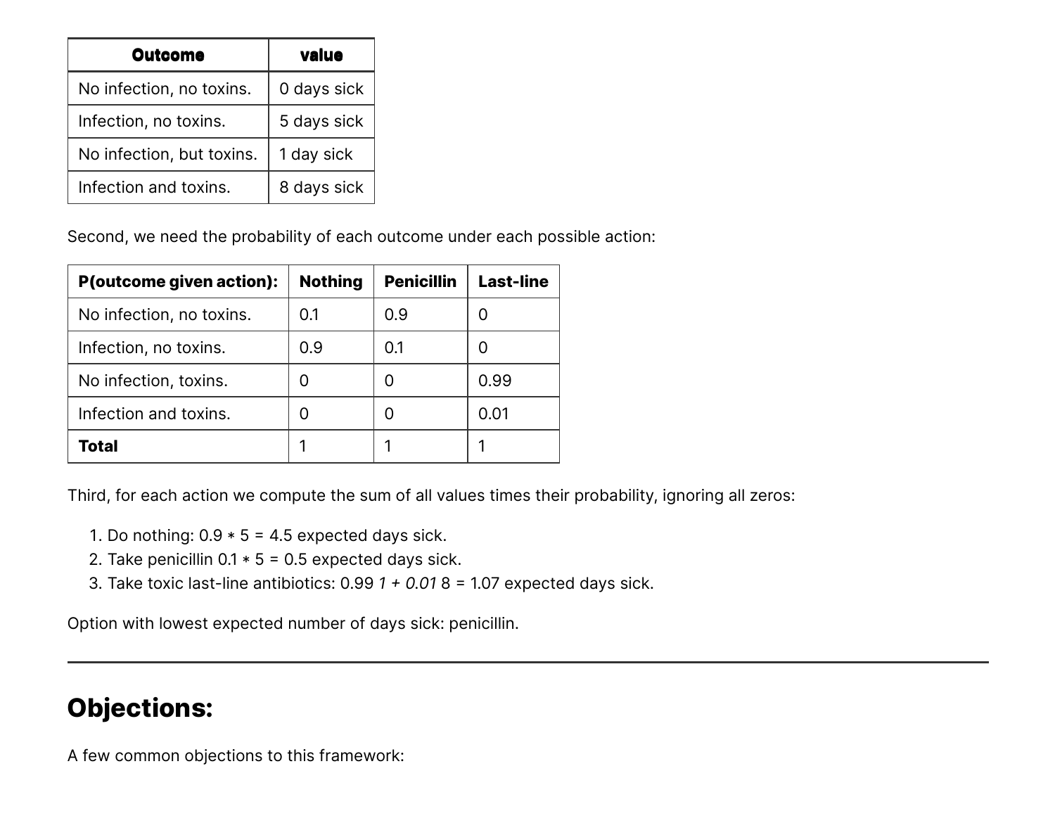| Outcome | value |
|---|---|
| No infection, no toxins. | 0 days sick |
| Infection, no toxins. | 5 days sick |
| No infection, but toxins. | 1 day sick |
| Infection and toxins. | 8 days sick |

Second, we need the probability of each outcome under each possible action:

| P(outcome given action): | Nothing | Penicillin | Last-line |
|---|---|---|---|
| No infection, no toxins. | 0.1 | 0.9 | 0 |
| Infection, no toxins. | 0.9 | 0.1 | 0 |
| No infection, toxins. | 0 | 0 | 0.99 |
| Infection and toxins. | 0 | 0 | 0.01 |
| **Total** | 1 | 1 | 1 |

Third, for each action we compute the sum of all values times their probability, ignoring all zeros:

1. Do nothing: 0.9 * 5 = 4.5 expected days sick.
2. Take penicillin 0.1 * 5 = 0.5 expected days sick.
3. Take toxic last-line antibiotics: 0.99 *1 + 0.01* 8 = 1.07 expected days sick.

Option with lowest expected number of days sick: penicillin.

---

## Objections:

A few common objections to this framework: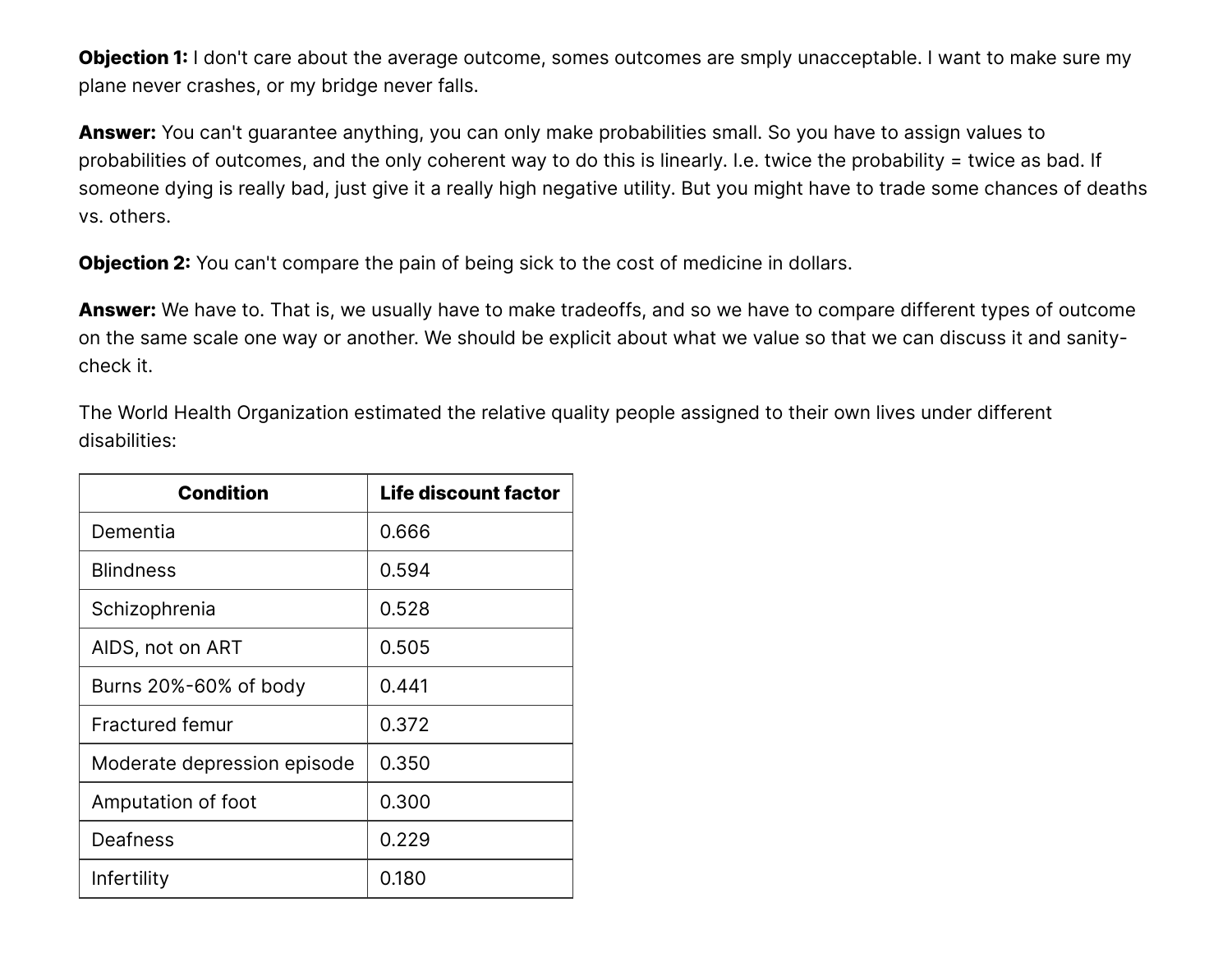**Objection 1:** I don't care about the average outcome, somes outcomes are smply unacceptable. I want to make sure my plane never crashes, or my bridge never falls.

**Answer:** You can't guarantee anything, you can only make probabilities small. So you have to assign values to probabilities of outcomes, and the only coherent way to do this is linearly. I.e. twice the probability = twice as bad. If someone dying is really bad, just give it a really high negative utility. But you might have to trade some chances of deaths vs. others.

**Objection 2:** You can't compare the pain of being sick to the cost of medicine in dollars.

**Answer:** We have to. That is, we usually have to make tradeoffs, and so we have to compare different types of outcome on the same scale one way or another. We should be explicit about what we value so that we can discuss it and sanity-check it.

The World Health Organization estimated the relative quality people assigned to their own lives under different disabilities:

| Condition | Life discount factor |
| --- | --- |
| Dementia | 0.666 |
| Blindness | 0.594 |
| Schizophrenia | 0.528 |
| AIDS, not on ART | 0.505 |
| Burns 20%-60% of body | 0.441 |
| Fractured femur | 0.372 |
| Moderate depression episode | 0.350 |
| Amputation of foot | 0.300 |
| Deafness | 0.229 |
| Infertility | 0.180 |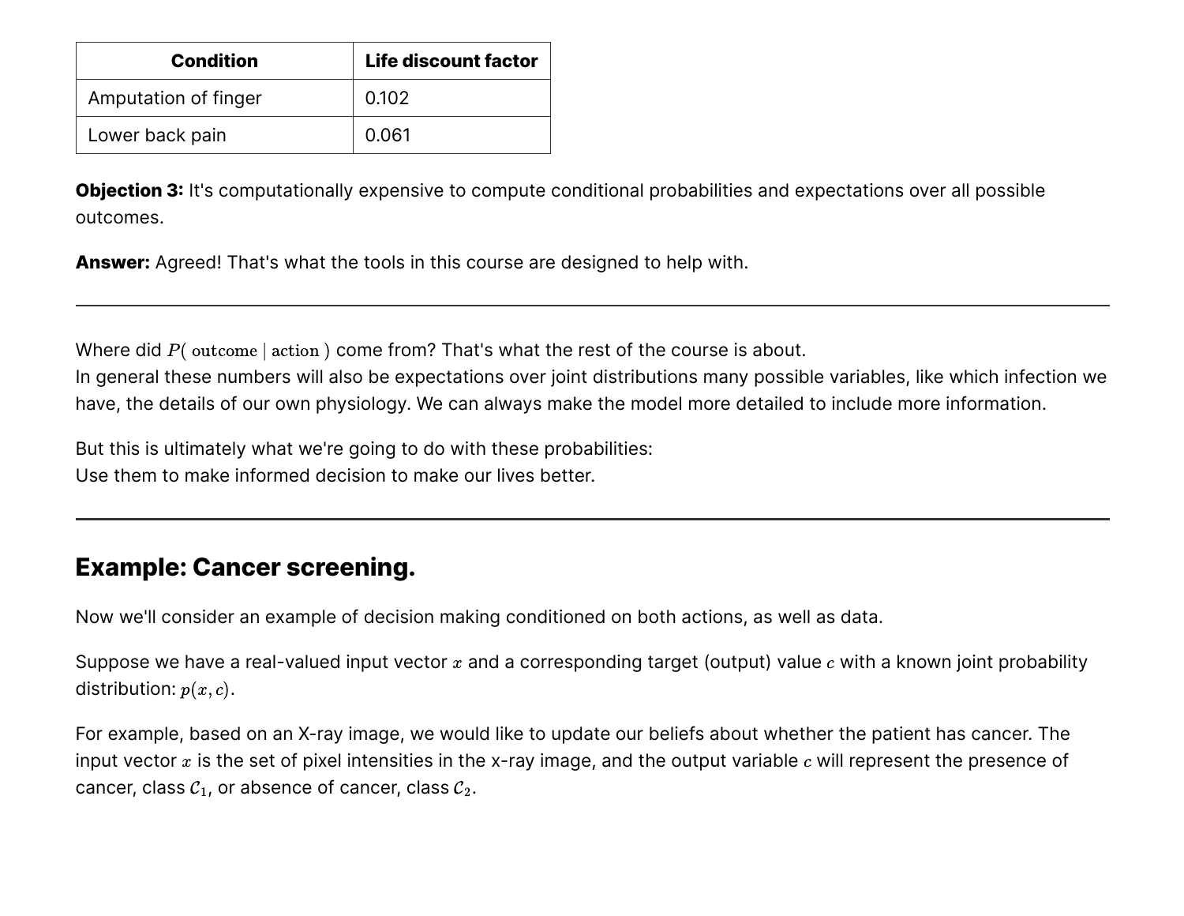| Condition | Life discount factor |
| --- | --- |
| Amputation of finger | 0.102 |
| Lower back pain | 0.061 |

**Objection 3:** It's computationally expensive to compute conditional probabilities and expectations over all possible outcomes.

**Answer:** Agreed! That's what the tools in this course are designed to help with.

---

Where did $P(\text{ outcome} \mid \text{action })$ come from? That's what the rest of the course is about.
In general these numbers will also be expectations over joint distributions many possible variables, like which infection we have, the details of our own physiology. We can always make the model more detailed to include more information.

But this is ultimately what we're going to do with these probabilities:
Use them to make informed decision to make our lives better.

---

## Example: Cancer screening.

Now we'll consider an example of decision making conditioned on both actions, as well as data.

Suppose we have a real-valued input vector $x$ and a corresponding target (output) value $c$ with a known joint probability distribution: $p(x, c)$.

For example, based on an X-ray image, we would like to update our beliefs about whether the patient has cancer. The input vector $x$ is the set of pixel intensities in the x-ray image, and the output variable $c$ will represent the presence of cancer, class $\mathcal{C}_1$, or absence of cancer, class $\mathcal{C}_2$.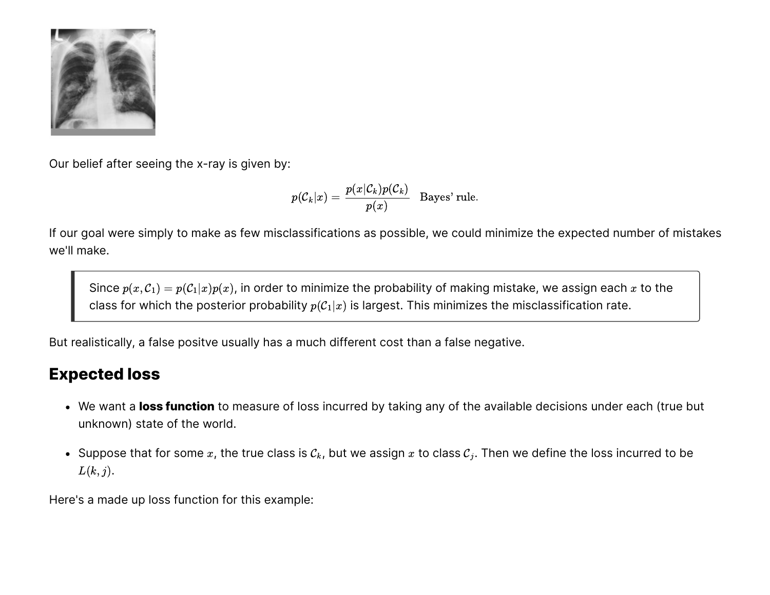Our belief after seeing the x-ray is given by:

$$p(\mathcal{C}_k|x) = \frac{p(x|\mathcal{C}_k)p(\mathcal{C}_k)}{p(x)} \quad \text{Bayes' rule.}$$

If our goal were simply to make as few misclassifications as possible, we could minimize the expected number of mistakes we'll make.

> Since $p(x, \mathcal{C}_1) = p(\mathcal{C}_1|x)p(x)$, in order to minimize the probability of making mistake, we assign each $x$ to the class for which the posterior probability $p(\mathcal{C}_1|x)$ is largest. This minimizes the misclassification rate.

But realistically, a false positve usually has a much different cost than a false negative.

## Expected loss

- We want a **loss function** to measure of loss incurred by taking any of the available decisions under each (true but unknown) state of the world.
- Suppose that for some $x$, the true class is $\mathcal{C}_k$, but we assign $x$ to class $\mathcal{C}_j$. Then we define the loss incurred to be $L(k, j)$.

Here's a made up loss function for this example: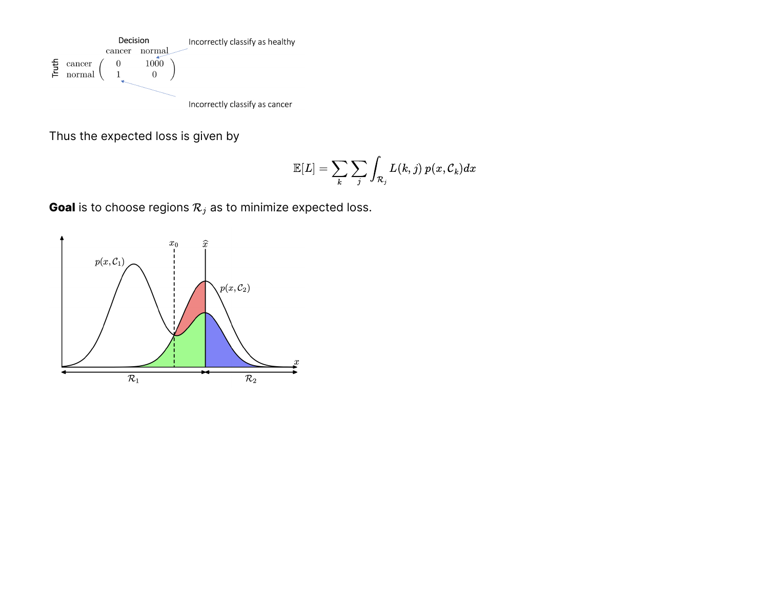| | | Decision | |
| --- | --- | --- | --- |
| | | cancer | normal |
| Truth | cancer | 0 | 1000 |
| | normal | 1 | 0 |

Incorrectly classify as healthy

Incorrectly classify as cancer

Thus the expected loss is given by

$$\mathbb{E}[L] = \sum_k \sum_j \int_{\mathcal{R}_j} L(k, j)\, p(x, \mathcal{C}_k) dx$$

**Goal** is to choose regions $\mathcal{R}_j$ as to minimize expected loss.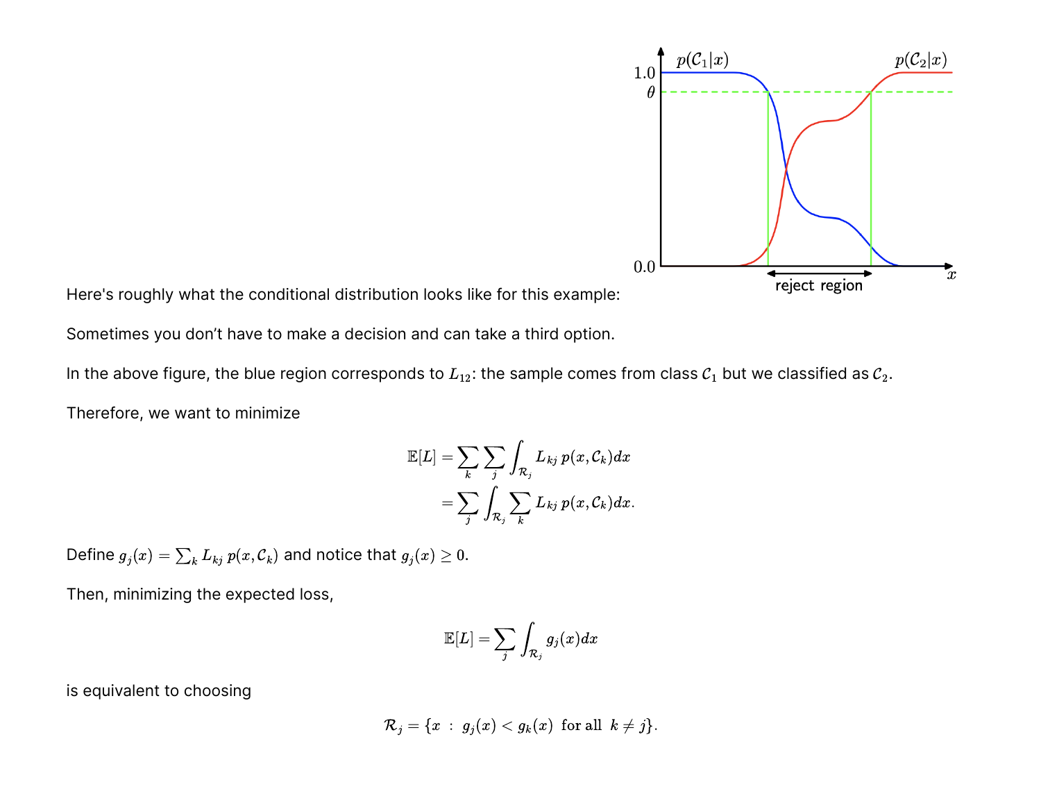Here's roughly what the conditional distribution looks like for this example:

Sometimes you don't have to make a decision and can take a third option.

In the above figure, the blue region corresponds to $L_{12}$: the sample comes from class $\mathcal{C}_1$ but we classified as $\mathcal{C}_2$.

Therefore, we want to minimize

$$
\begin{aligned}
\mathbb{E}[L] &= \sum_k \sum_j \int_{\mathcal{R}_j} L_{kj}\, p(x, \mathcal{C}_k) dx \\
&= \sum_j \int_{\mathcal{R}_j} \sum_k L_{kj}\, p(x, \mathcal{C}_k) dx.
\end{aligned}
$$

Define $g_j(x) = \sum_k L_{kj}\, p(x, \mathcal{C}_k)$ and notice that $g_j(x) \geq 0$.

Then, minimizing the expected loss,

$$
\mathbb{E}[L] = \sum_j \int_{\mathcal{R}_j} g_j(x) dx
$$

is equivalent to choosing

$$
\mathcal{R}_j = \{x \ : \ g_j(x) < g_k(x) \ \text{ for all } \ k \neq j\}.
$$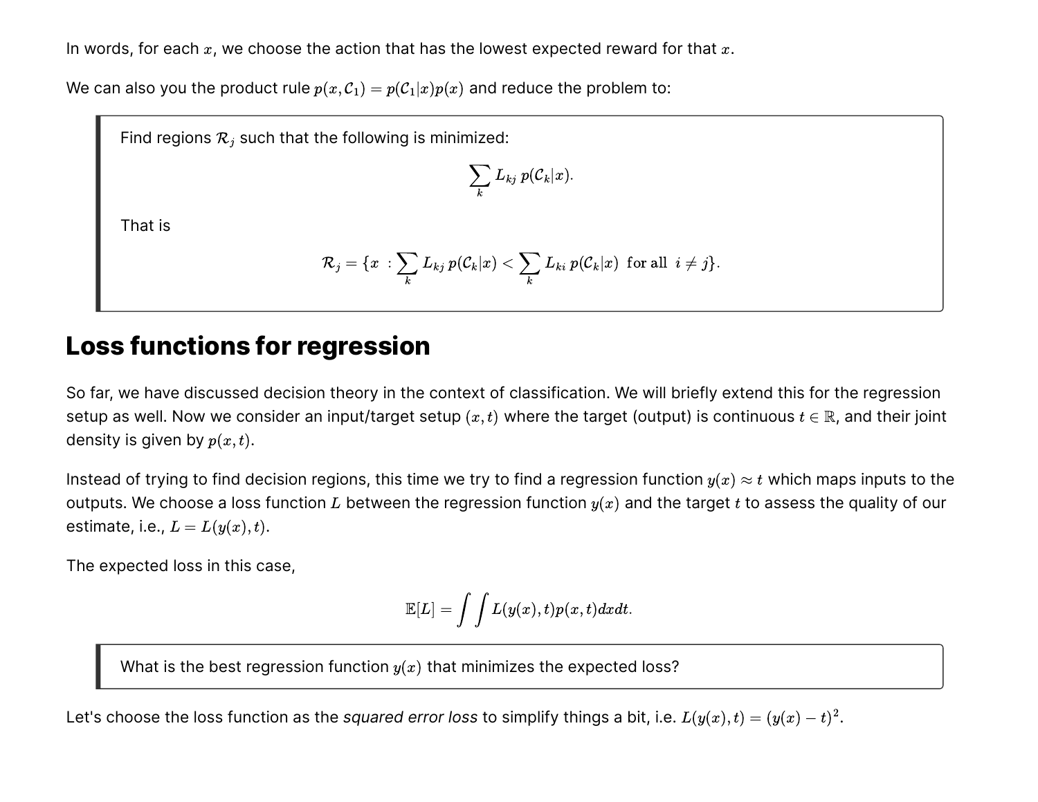In words, for each $x$, we choose the action that has the lowest expected reward for that $x$.

We can also you the product rule $p(x, \mathcal{C}_1) = p(\mathcal{C}_1|x)p(x)$ and reduce the problem to:

> Find regions $\mathcal{R}_j$ such that the following is minimized:
>
> $$\sum_k L_{kj}\, p(\mathcal{C}_k|x).$$
>
> That is
>
> $$\mathcal{R}_j = \{x\ : \sum_k L_{kj}\, p(\mathcal{C}_k|x) < \sum_k L_{ki}\, p(\mathcal{C}_k|x)\ \text{ for all }\ i \neq j\}.$$

# Loss functions for regression

So far, we have discussed decision theory in the context of classification. We will briefly extend this for the regression setup as well. Now we consider an input/target setup $(x, t)$ where the target (output) is continuous $t \in \mathbb{R}$, and their joint density is given by $p(x, t)$.

Instead of trying to find decision regions, this time we try to find a regression function $y(x) \approx t$ which maps inputs to the outputs. We choose a loss function $L$ between the regression function $y(x)$ and the target $t$ to assess the quality of our estimate, i.e., $L = L(y(x), t)$.

The expected loss in this case,

$$\mathbb{E}[L] = \int\int L(y(x), t)p(x, t)dxdt.$$

> What is the best regression function $y(x)$ that minimizes the expected loss?

Let's choose the loss function as the *squared error loss* to simplify things a bit, i.e. $L(y(x), t) = (y(x) - t)^2$.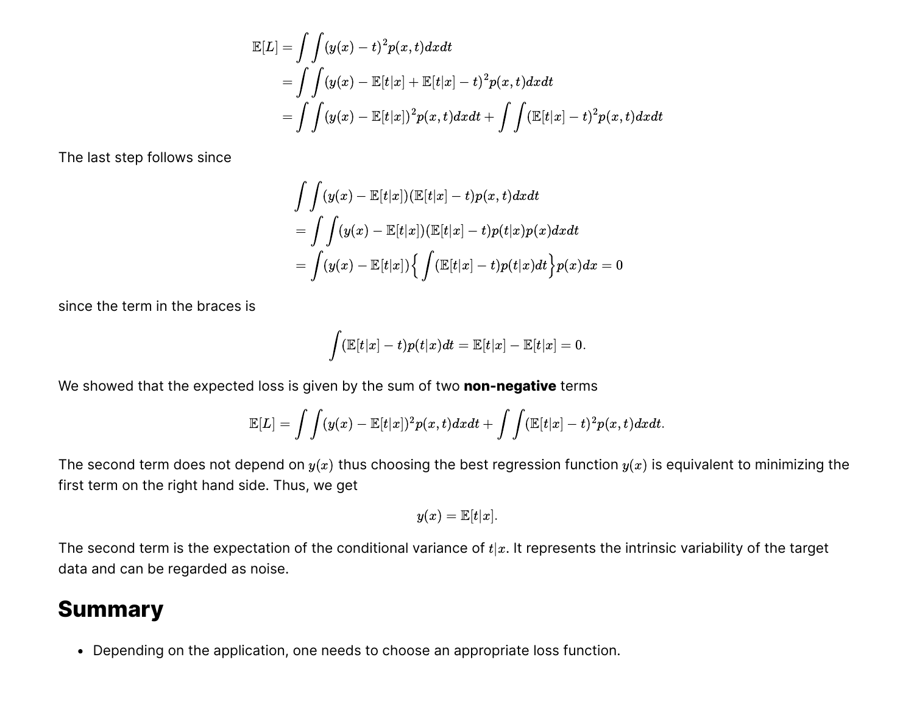$$
\begin{aligned}
\mathbb{E}[L] &= \int\int (y(x) - t)^2 p(x,t)dxdt \\
&= \int\int (y(x) - \mathbb{E}[t|x] + \mathbb{E}[t|x] - t)^2 p(x,t)dxdt \\
&= \int\int (y(x) - \mathbb{E}[t|x])^2 p(x,t)dxdt + \int\int (\mathbb{E}[t|x] - t)^2 p(x,t)dxdt
\end{aligned}
$$

The last step follows since

$$
\begin{aligned}
&\int\int (y(x) - \mathbb{E}[t|x])(\mathbb{E}[t|x] - t)p(x,t)dxdt \\
&= \int\int (y(x) - \mathbb{E}[t|x])(\mathbb{E}[t|x] - t)p(t|x)p(x)dxdt \\
&= \int (y(x) - \mathbb{E}[t|x])\Big\{\int (\mathbb{E}[t|x] - t)p(t|x)dt\Big\}p(x)dx = 0
\end{aligned}
$$

since the term in the braces is

$$
\int (\mathbb{E}[t|x] - t)p(t|x)dt = \mathbb{E}[t|x] - \mathbb{E}[t|x] = 0.
$$

We showed that the expected loss is given by the sum of two **non-negative** terms

$$
\mathbb{E}[L] = \int\int (y(x) - \mathbb{E}[t|x])^2 p(x,t)dxdt + \int\int (\mathbb{E}[t|x] - t)^2 p(x,t)dxdt.
$$

The second term does not depend on $y(x)$ thus choosing the best regression function $y(x)$ is equivalent to minimizing the first term on the right hand side. Thus, we get

$$
y(x) = \mathbb{E}[t|x].
$$

The second term is the expectation of the conditional variance of $t|x$. It represents the intrinsic variability of the target data and can be regarded as noise.

## Summary

- Depending on the application, one needs to choose an appropriate loss function.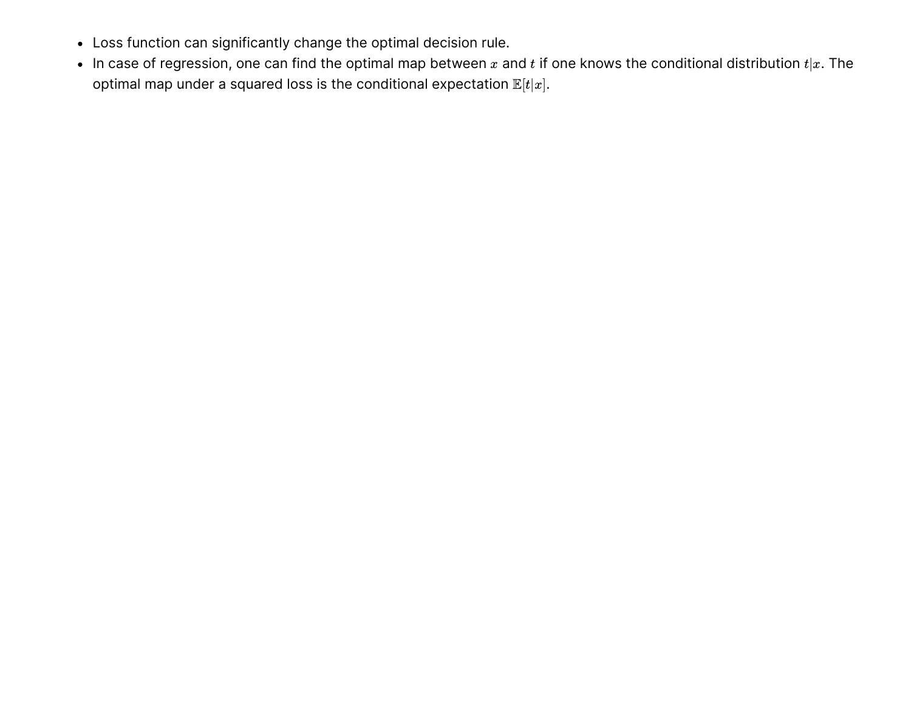- Loss function can significantly change the optimal decision rule.
- In case of regression, one can find the optimal map between $x$ and $t$ if one knows the conditional distribution $t|x$. The optimal map under a squared loss is the conditional expectation $\mathbb{E}[t|x]$.